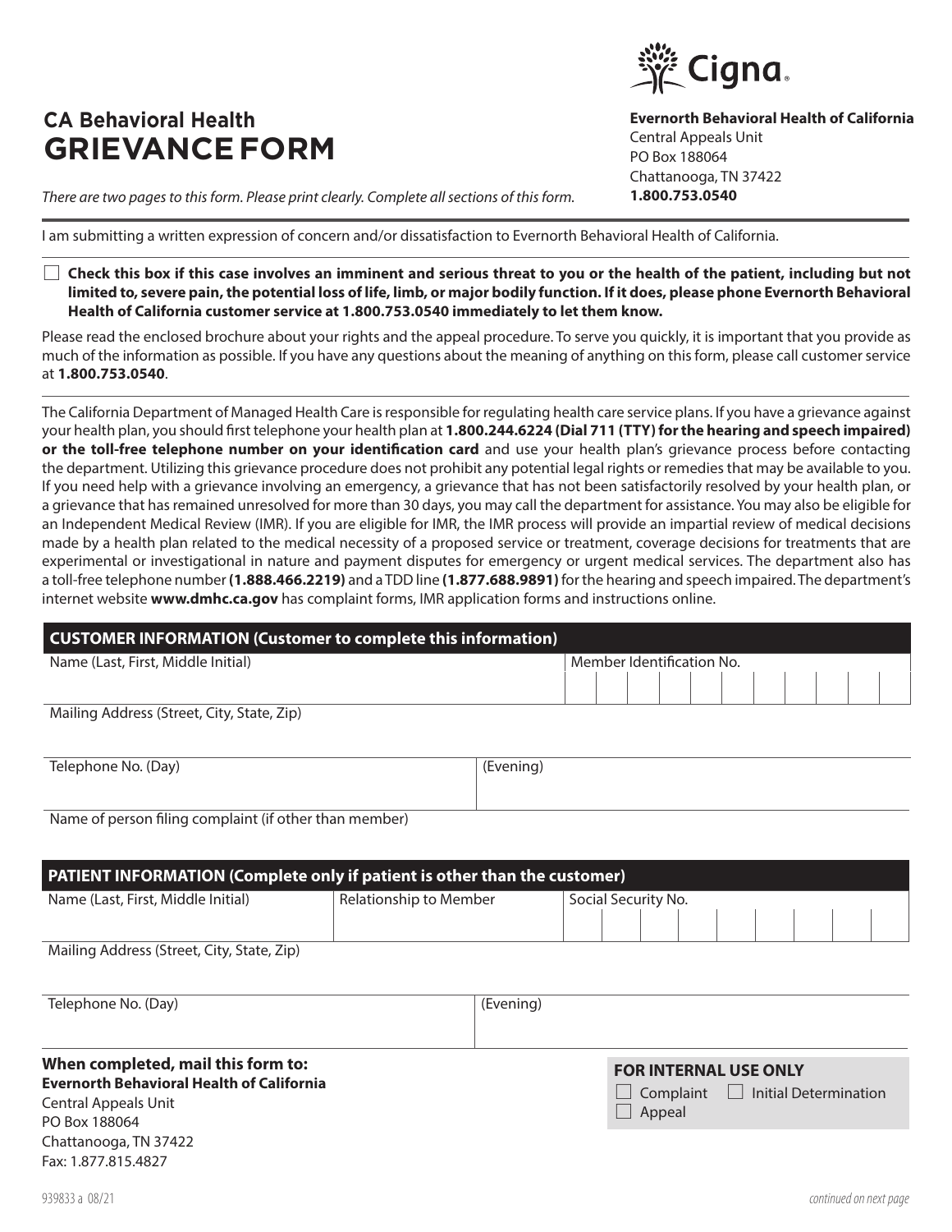# CA Behavioral Health
# GRIEVANCE FORM

**Evernorth Behavioral Health of California**
Central Appeals Unit
PO Box 188064
Chattanooga, TN 37422
**1.800.753.0540**

*There are two pages to this form. Please print clearly. Complete all sections of this form.*

I am submitting a written expression of concern and/or dissatisfaction to Evernorth Behavioral Health of California.

☐ **Check this box if this case involves an imminent and serious threat to you or the health of the patient, including but not limited to, severe pain, the potential loss of life, limb, or major bodily function. If it does, please phone Evernorth Behavioral Health of California customer service at 1.800.753.0540 immediately to let them know.**

Please read the enclosed brochure about your rights and the appeal procedure. To serve you quickly, it is important that you provide as much of the information as possible. If you have any questions about the meaning of anything on this form, please call customer service at **1.800.753.0540**.

The California Department of Managed Health Care is responsible for regulating health care service plans. If you have a grievance against your health plan, you should first telephone your health plan at **1.800.244.6224 (Dial 711 (TTY) for the hearing and speech impaired) or the toll-free telephone number on your identification card** and use your health plan's grievance process before contacting the department. Utilizing this grievance procedure does not prohibit any potential legal rights or remedies that may be available to you. If you need help with a grievance involving an emergency, a grievance that has not been satisfactorily resolved by your health plan, or a grievance that has remained unresolved for more than 30 days, you may call the department for assistance. You may also be eligible for an Independent Medical Review (IMR). If you are eligible for IMR, the IMR process will provide an impartial review of medical decisions made by a health plan related to the medical necessity of a proposed service or treatment, coverage decisions for treatments that are experimental or investigational in nature and payment disputes for emergency or urgent medical services. The department also has a toll-free telephone number **(1.888.466.2219)** and a TDD line **(1.877.688.9891)** for the hearing and speech impaired. The department's internet website **www.dmhc.ca.gov** has complaint forms, IMR application forms and instructions online.

## CUSTOMER INFORMATION (Customer to complete this information)

| Name (Last, First, Middle Initial) | Member Identification No. |
|---|---|
| | |

| Mailing Address (Street, City, State, Zip) |
|---|
| |

| Telephone No. (Day) | (Evening) |
|---|---|
| | |

| Name of person filing complaint (if other than member) |
|---|
| |

## PATIENT INFORMATION (Complete only if patient is other than the customer)

| Name (Last, First, Middle Initial) | Relationship to Member | Social Security No. |
|---|---|---|
| | | |

| Mailing Address (Street, City, State, Zip) |
|---|
| |

| Telephone No. (Day) | (Evening) |
|---|---|
| | |

**When completed, mail this form to:**
**Evernorth Behavioral Health of California**
Central Appeals Unit
PO Box 188064
Chattanooga, TN 37422
Fax: 1.877.815.4827

**FOR INTERNAL USE ONLY**
☐ Complaint ☐ Initial Determination
☐ Appeal

939833 a 08/21

*continued on next page*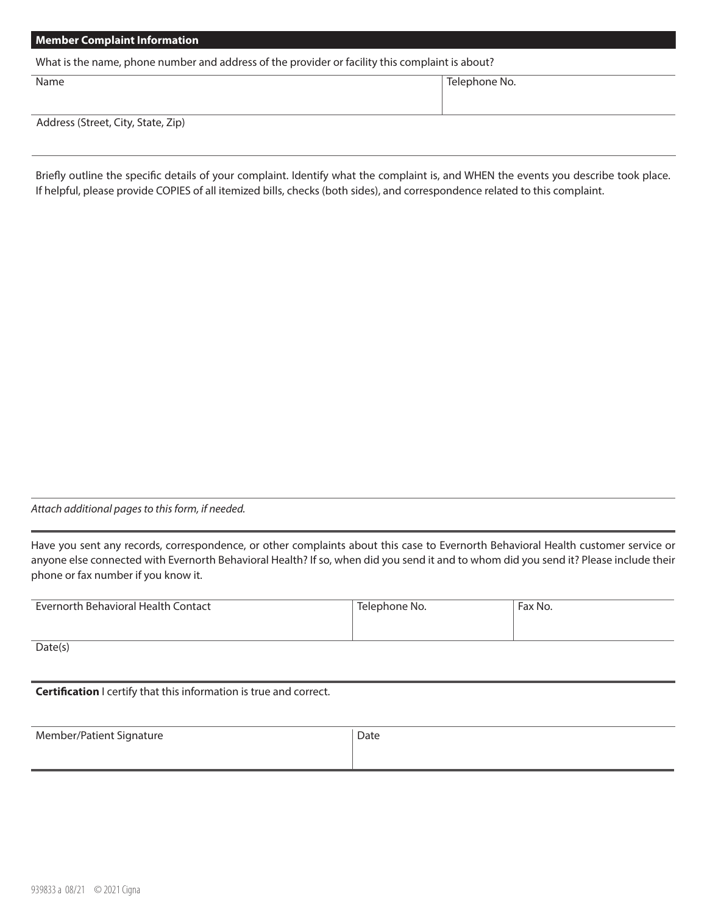## Member Complaint Information

What is the name, phone number and address of the provider or facility this complaint is about?

| Name | Telephone No. |
| --- | --- |
| | |

Address (Street, City, State, Zip)

Briefly outline the specific details of your complaint. Identify what the complaint is, and WHEN the events you describe took place. If helpful, please provide COPIES of all itemized bills, checks (both sides), and correspondence related to this complaint.

*Attach additional pages to this form, if needed.*

Have you sent any records, correspondence, or other complaints about this case to Evernorth Behavioral Health customer service or anyone else connected with Evernorth Behavioral Health? If so, when did you send it and to whom did you send it? Please include their phone or fax number if you know it.

| Evernorth Behavioral Health Contact | Telephone No. | Fax No. |
| --- | --- | --- |
| | | |

Date(s)

**Certification** I certify that this information is true and correct.

| Member/Patient Signature | Date |
| --- | --- |
| | |

939833 a 08/21 © 2021 Cigna